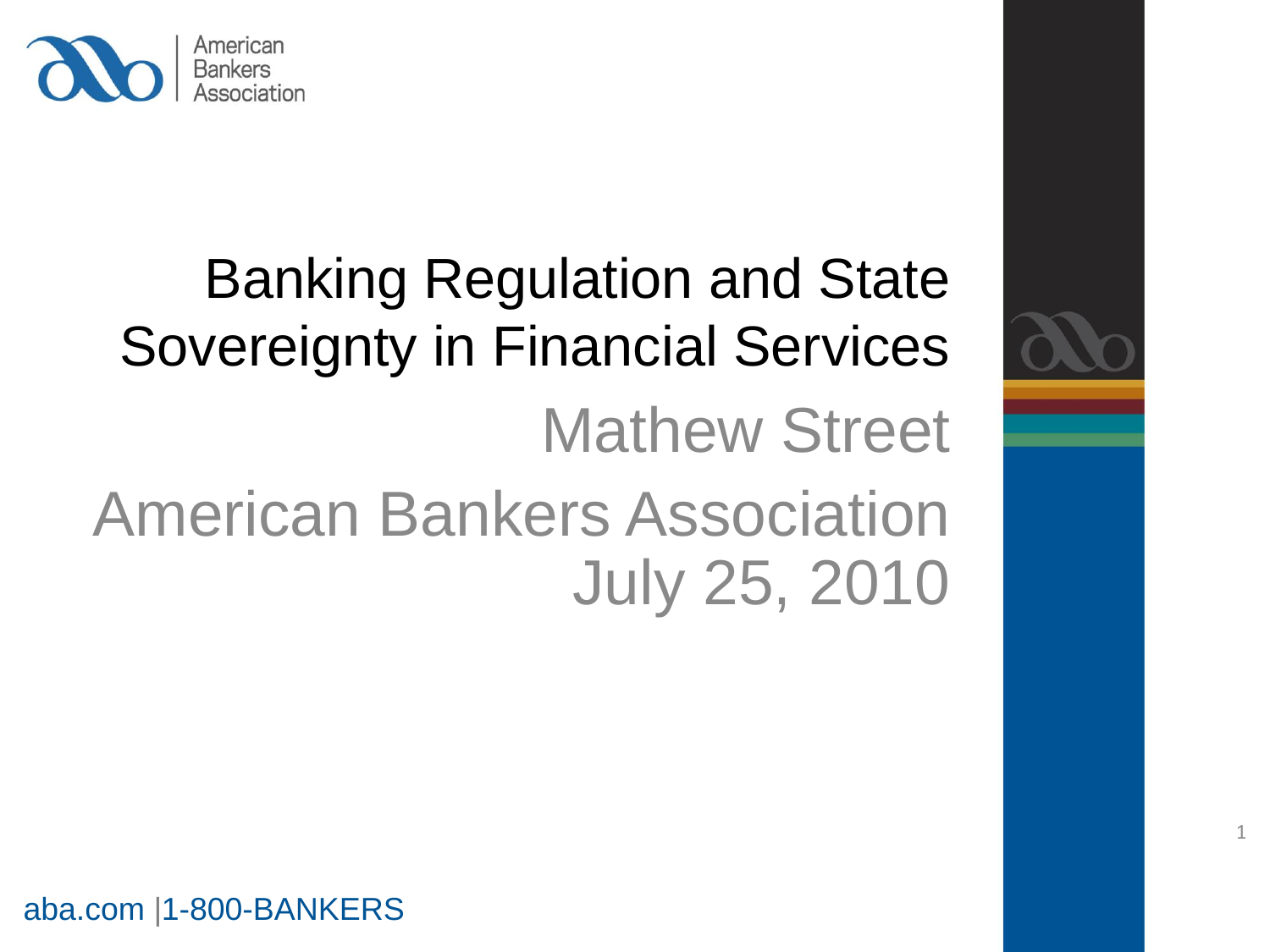# Banking Regulation and State Sovereignty in Financial Services

Mathew Street

American Bankers Association

July 25, 2010

aba.com |1-800-BANKERS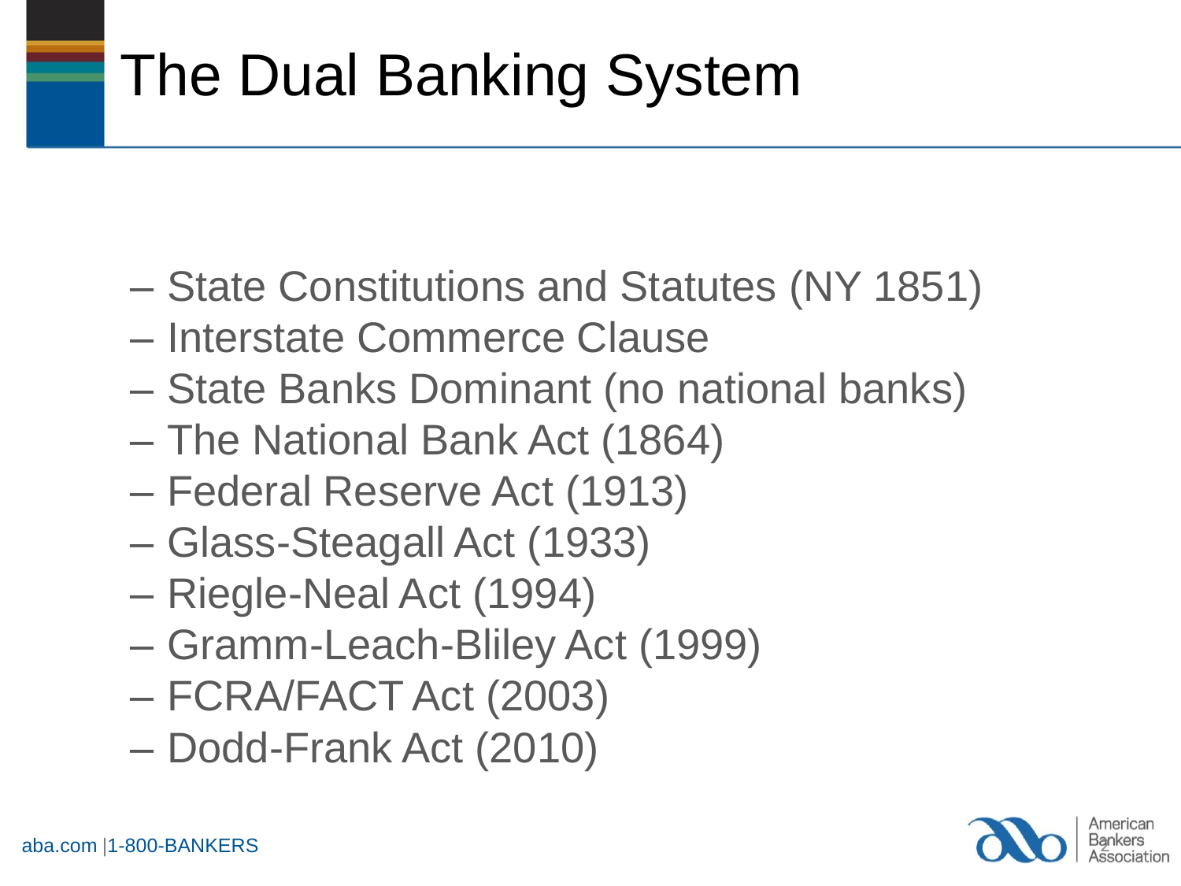# The Dual Banking System

- State Constitutions and Statutes (NY 1851)
- Interstate Commerce Clause
- State Banks Dominant (no national banks)
- The National Bank Act (1864)
- Federal Reserve Act (1913)
- Glass-Steagall Act (1933)
- Riegle-Neal Act (1994)
- Gramm-Leach-Bliley Act (1999)
- FCRA/FACT Act (2003)
- Dodd-Frank Act (2010)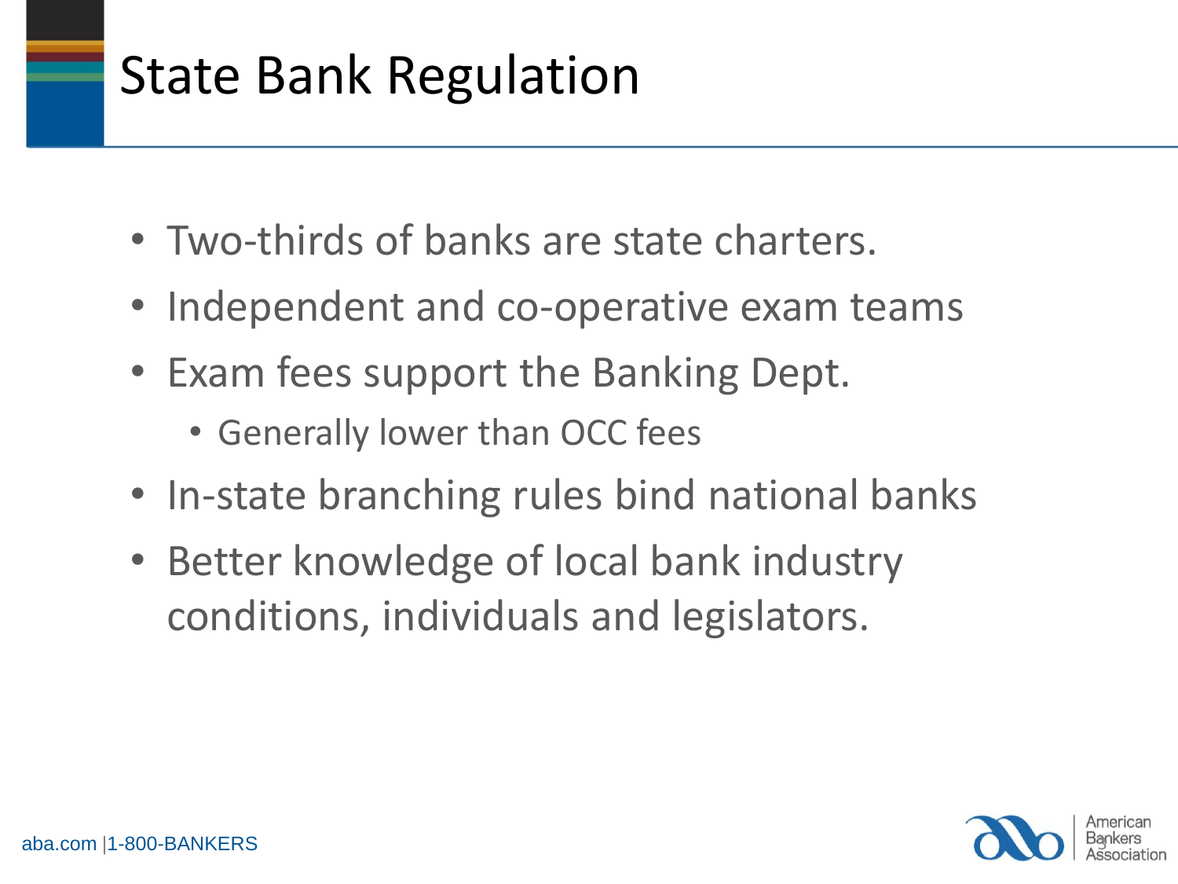# State Bank Regulation

- Two-thirds of banks are state charters.
- Independent and co-operative exam teams
- Exam fees support the Banking Dept.
  - Generally lower than OCC fees
- In-state branching rules bind national banks
- Better knowledge of local bank industry conditions, individuals and legislators.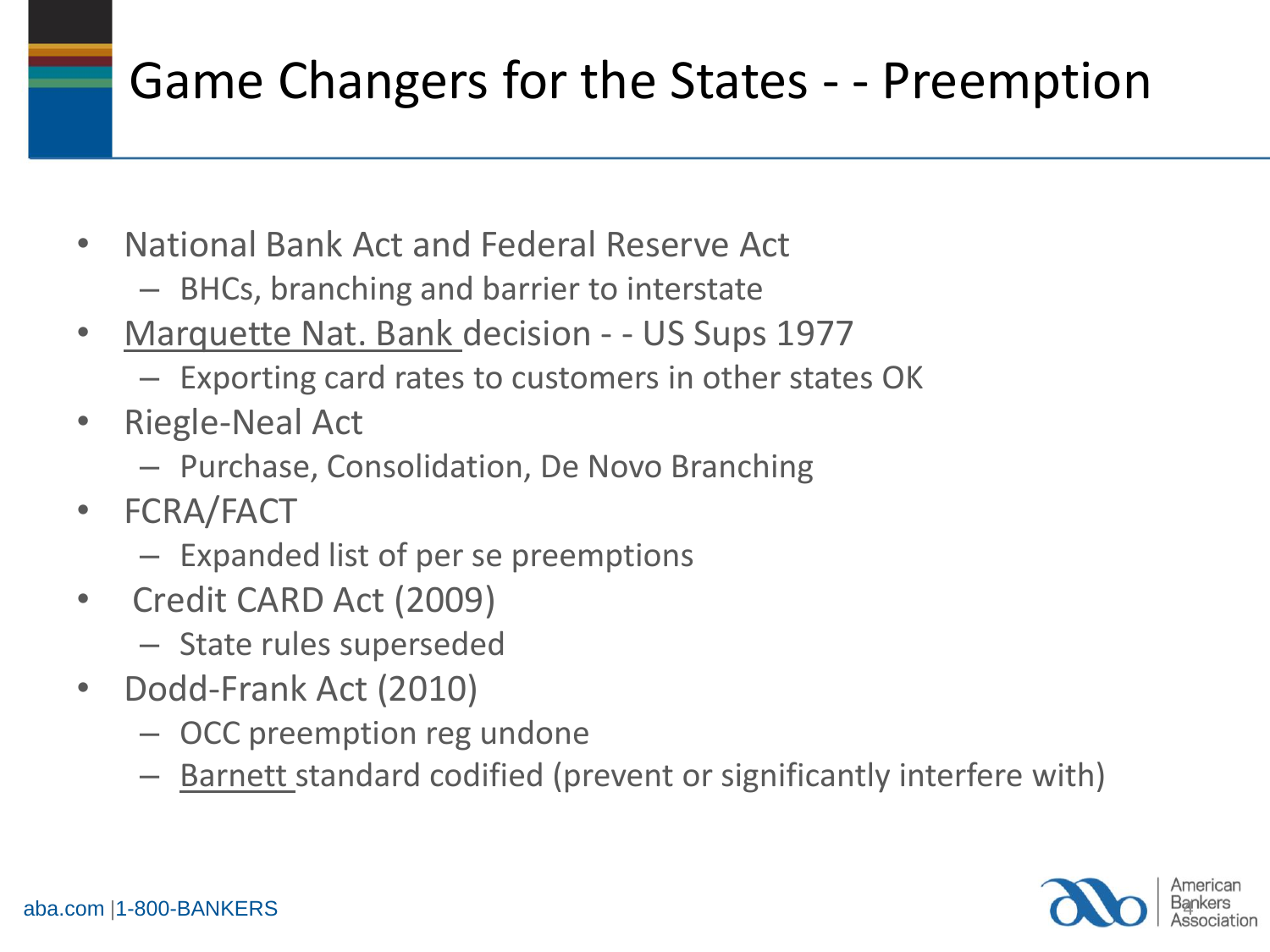# Game Changers for the States - - Preemption

- National Bank Act and Federal Reserve Act
  - BHCs, branching and barrier to interstate
- Marquette Nat. Bank decision - - US Sups 1977
  - Exporting card rates to customers in other states OK
- Riegle-Neal Act
  - Purchase, Consolidation, De Novo Branching
- FCRA/FACT
  - Expanded list of per se preemptions
- Credit CARD Act (2009)
  - State rules superseded
- Dodd-Frank Act (2010)
  - OCC preemption reg undone
  - Barnett standard codified (prevent or significantly interfere with)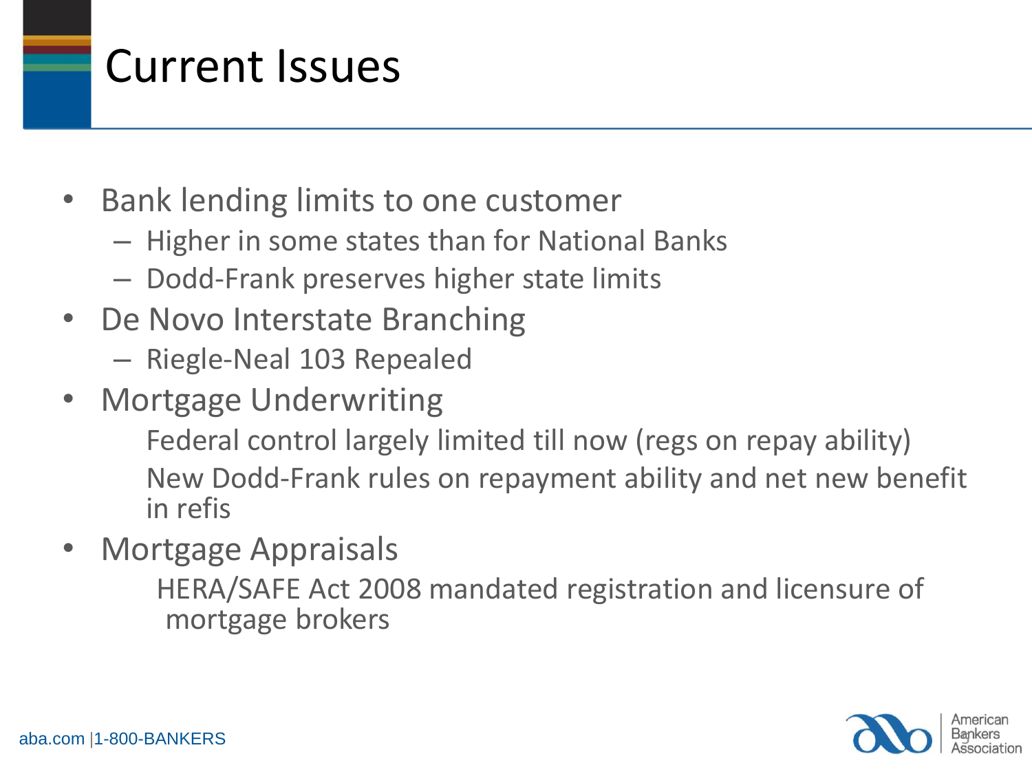# Current Issues

- Bank lending limits to one customer
  - Higher in some states than for National Banks
  - Dodd-Frank preserves higher state limits
- De Novo Interstate Branching
  - Riegle-Neal 103 Repealed
- Mortgage Underwriting

  Federal control largely limited till now (regs on repay ability)

  New Dodd-Frank rules on repayment ability and net new benefit in refis
- Mortgage Appraisals

  HERA/SAFE Act 2008 mandated registration and licensure of mortgage brokers

aba.com | 1-800-BANKERS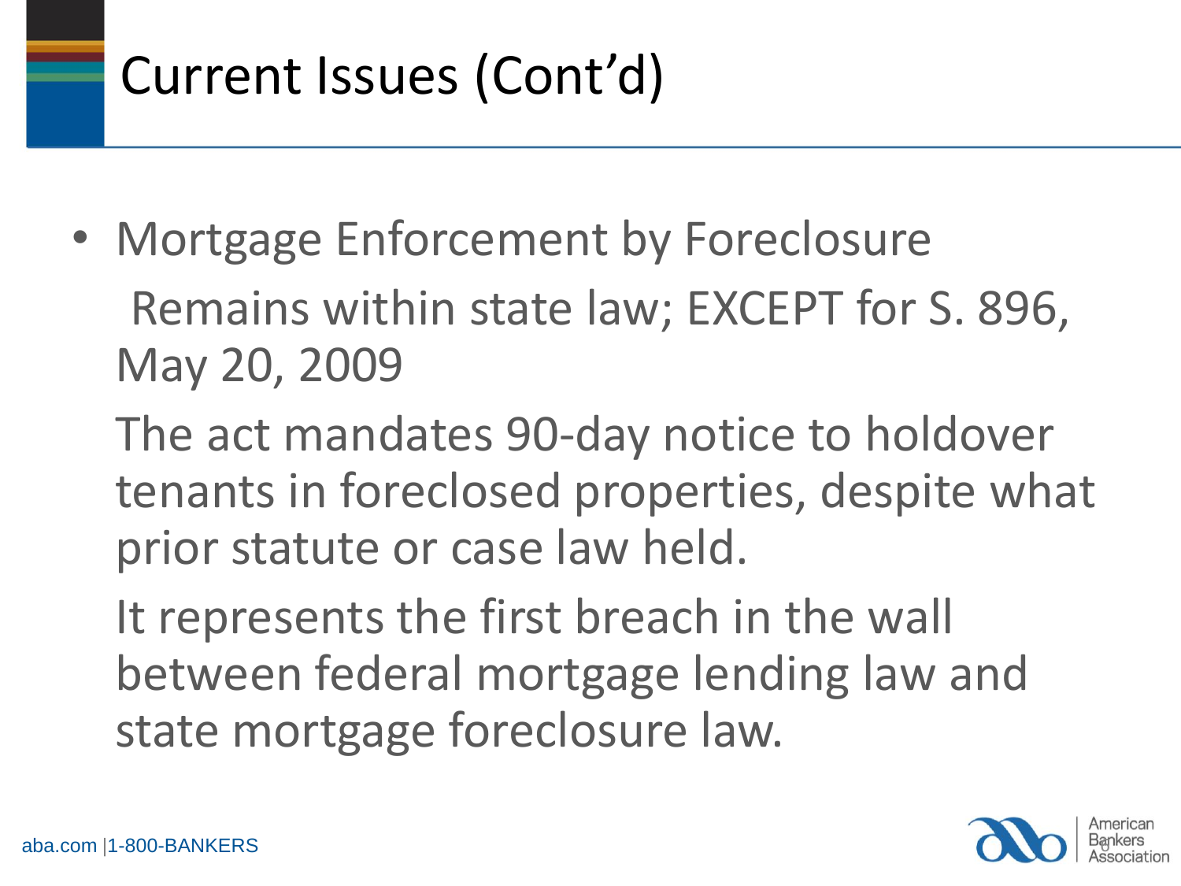# Current Issues (Cont'd)

- Mortgage Enforcement by Foreclosure

  Remains within state law; EXCEPT for S. 896, May 20, 2009

  The act mandates 90-day notice to holdover tenants in foreclosed properties, despite what prior statute or case law held.

  It represents the first breach in the wall between federal mortgage lending law and state mortgage foreclosure law.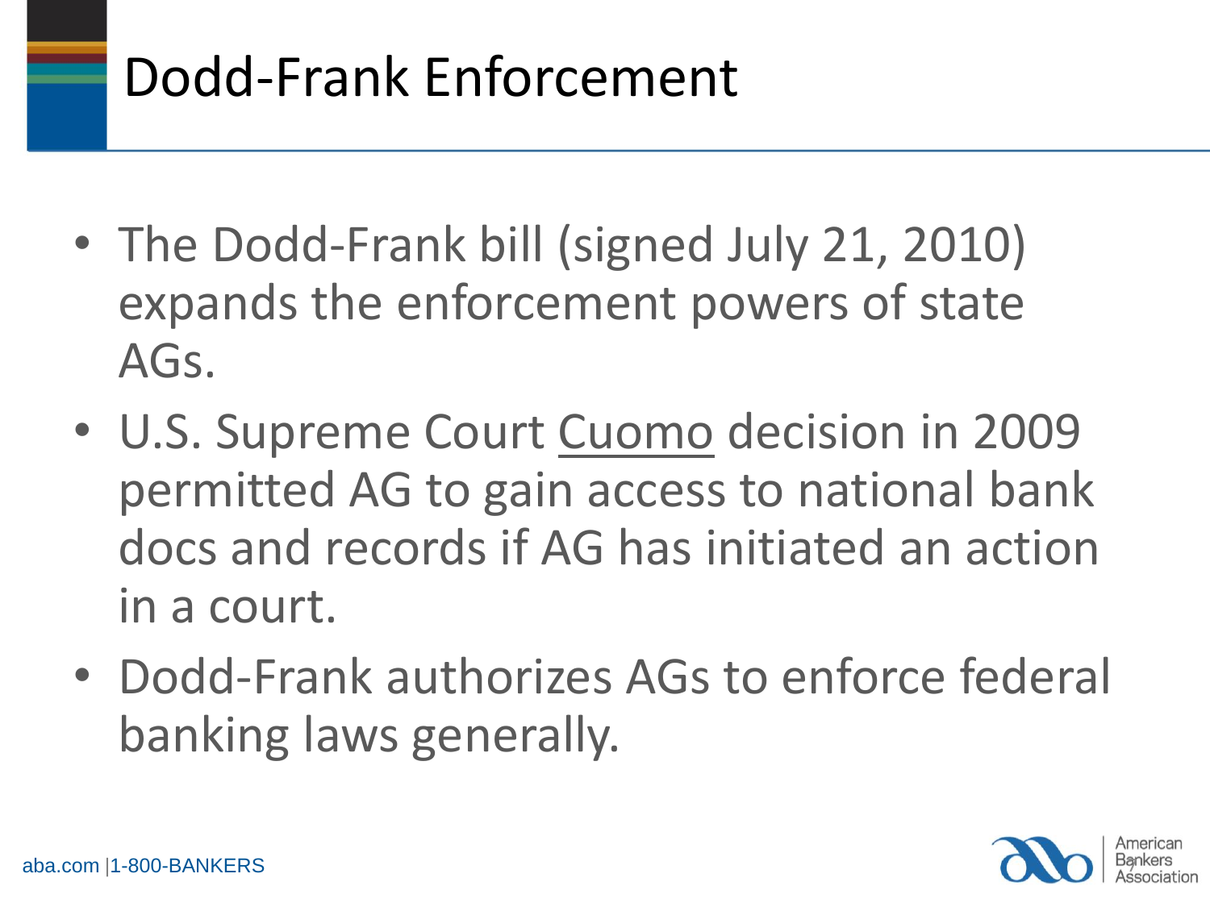# Dodd-Frank Enforcement

- The Dodd-Frank bill (signed July 21, 2010) expands the enforcement powers of state AGs.
- U.S. Supreme Court <u>Cuomo</u> decision in 2009 permitted AG to gain access to national bank docs and records if AG has initiated an action in a court.
- Dodd-Frank authorizes AGs to enforce federal banking laws generally.